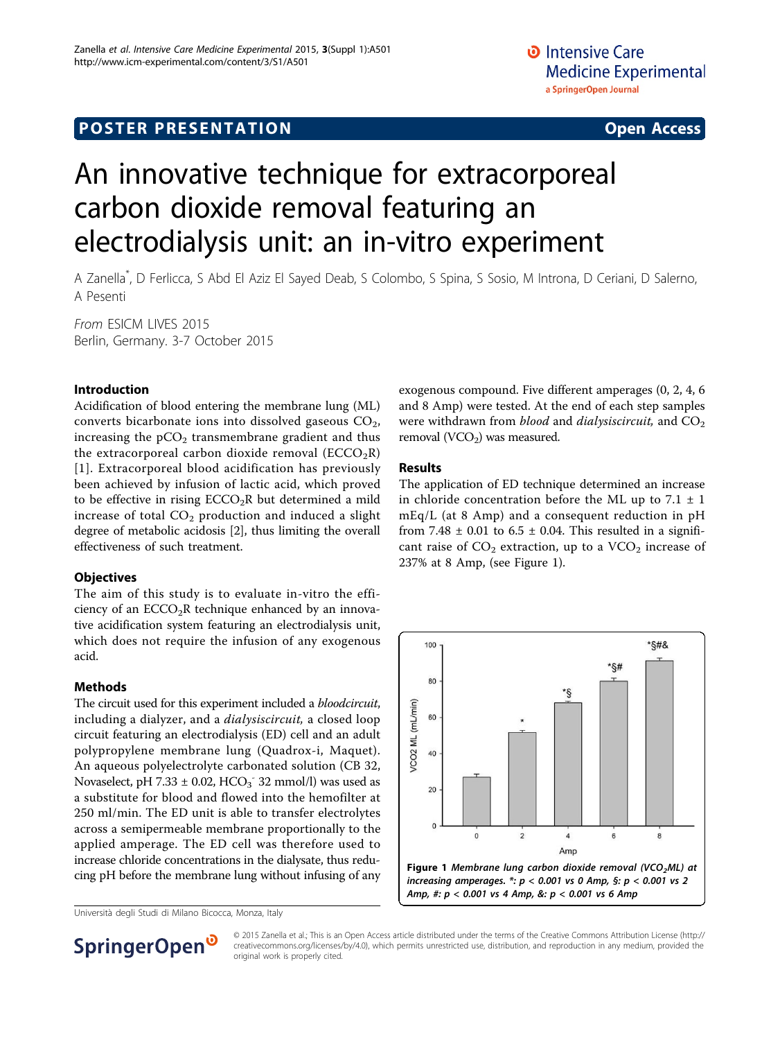POSTER PRESENTATION — Open Access

# An innovative technique for extracorporeal carbon dioxide removal featuring an electrodialysis unit: an in-vitro experiment

A Zanella*, D Ferlicca, S Abd El Aziz El Sayed Deab, S Colombo, S Spina, S Sosio, M Introna, D Ceriani, D Salerno, A Pesenti

*From* ESICM LIVES 2015
Berlin, Germany. 3-7 October 2015

## Introduction

Acidification of blood entering the membrane lung (ML) converts bicarbonate ions into dissolved gaseous $CO_2$, increasing the $pCO_2$ transmembrane gradient and thus the extracorporeal carbon dioxide removal ($ECCO_2R$) [1]. Extracorporeal blood acidification has previously been achieved by infusion of lactic acid, which proved to be effective in rising $ECCO_2R$ but determined a mild increase of total $CO_2$ production and induced a slight degree of metabolic acidosis [2], thus limiting the overall effectiveness of such treatment.

## Objectives

The aim of this study is to evaluate in-vitro the efficiency of an $ECCO_2R$ technique enhanced by an innovative acidification system featuring an electrodialysis unit, which does not require the infusion of any exogenous acid.

## Methods

The circuit used for this experiment included a *bloodcircuit*, including a dialyzer, and a *dialysiscircuit,* a closed loop circuit featuring an electrodialysis (ED) cell and an adult polypropylene membrane lung (Quadrox-i, Maquet). An aqueous polyelectrolyte carbonated solution (CB 32, Novaselect, pH 7.33 ± 0.02, $HCO_3^-$ 32 mmol/l) was used as a substitute for blood and flowed into the hemofilter at 250 ml/min. The ED unit is able to transfer electrolytes across a semipermeable membrane proportionally to the applied amperage. The ED cell was therefore used to increase chloride concentrations in the dialysate, thus reducing pH before the membrane lung without infusing of any exogenous compound. Five different amperages (0, 2, 4, 6 and 8 Amp) were tested. At the end of each step samples were withdrawn from *blood* and *dialysiscircuit,* and $CO_2$ removal ($VCO_2$) was measured.

## Results

The application of ED technique determined an increase in chloride concentration before the ML up to 7.1 ± 1 mEq/L (at 8 Amp) and a consequent reduction in pH from 7.48 ± 0.01 to 6.5 ± 0.04. This resulted in a significant raise of $CO_2$ extraction, up to a $VCO_2$ increase of 237% at 8 Amp, (see Figure 1).

**Figure 1** *Membrane lung carbon dioxide removal ($VCO_2ML$) at increasing amperages. *: $p < 0.001$ vs 0 Amp, §: $p < 0.001$ vs 2 Amp, #: $p < 0.001$ vs 4 Amp, &: $p < 0.001$ vs 6 Amp*

Università degli Studi di Milano Bicocca, Monza, Italy

© 2015 Zanella et al.; This is an Open Access article distributed under the terms of the Creative Commons Attribution License (http://creativecommons.org/licenses/by/4.0), which permits unrestricted use, distribution, and reproduction in any medium, provided the original work is properly cited.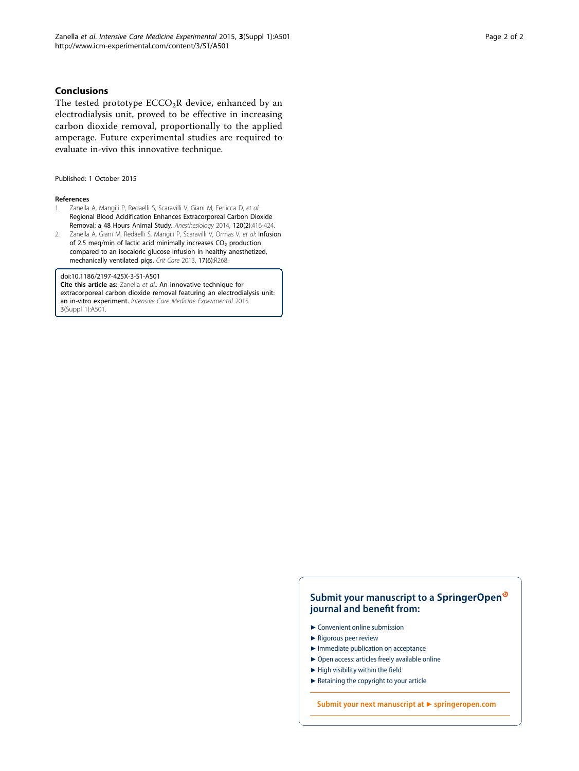## Conclusions

The tested prototype $ECCO_2R$ device, enhanced by an electrodialysis unit, proved to be effective in increasing carbon dioxide removal, proportionally to the applied amperage. Future experimental studies are required to evaluate in-vivo this innovative technique.

Published: 1 October 2015

### References

1. Zanella A, Mangili P, Redaelli S, Scaravilli V, Giani M, Ferlicca D, *et al*: **Regional Blood Acidification Enhances Extracorporeal Carbon Dioxide Removal: a 48 Hours Animal Study.** *Anesthesiology* 2014, **120(2)**:416-424.
2. Zanella A, Giani M, Redaelli S, Mangili P, Scaravilli V, Ormas V, *et al*: **Infusion of 2.5 meq/min of lactic acid minimally increases $CO_2$ production compared to an isocaloric glucose infusion in healthy anesthetized, mechanically ventilated pigs.** *Crit Care* 2013, **17(6)**:R268.

doi:10.1186/2197-425X-3-S1-A501
**Cite this article as:** Zanella *et al.*: **An innovative technique for extracorporeal carbon dioxide removal featuring an electrodialysis unit: an in-vitro experiment.** *Intensive Care Medicine Experimental* 2015 **3**(Suppl 1):A501.

**Submit your manuscript to a SpringerOpen journal and benefit from:**

- ► Convenient online submission
- ► Rigorous peer review
- ► Immediate publication on acceptance
- ► Open access: articles freely available online
- ► High visibility within the field
- ► Retaining the copyright to your article

**Submit your next manuscript at ► springeropen.com**